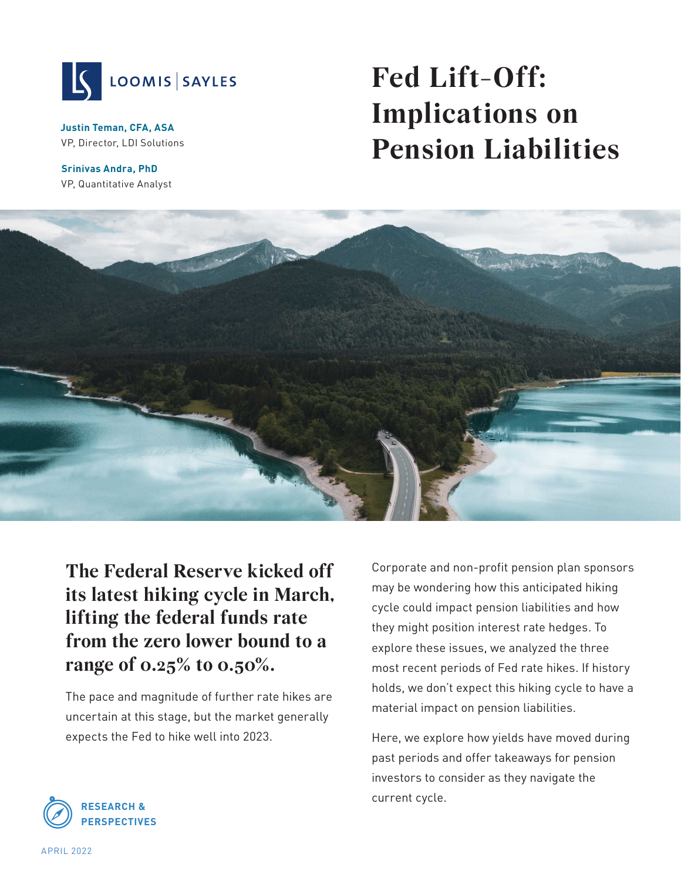LOOMIS | SAYLES

**Justin Teman, CFA, ASA**
VP, Director, LDI Solutions

**Srinivas Andra, PhD**
VP, Quantitative Analyst

# Fed Lift-Off: Implications on Pension Liabilities

## The Federal Reserve kicked off its latest hiking cycle in March, lifting the federal funds rate from the zero lower bound to a range of 0.25% to 0.50%.

The pace and magnitude of further rate hikes are uncertain at this stage, but the market generally expects the Fed to hike well into 2023.

Corporate and non-profit pension plan sponsors may be wondering how this anticipated hiking cycle could impact pension liabilities and how they might position interest rate hedges. To explore these issues, we analyzed the three most recent periods of Fed rate hikes. If history holds, we don't expect this hiking cycle to have a material impact on pension liabilities.

Here, we explore how yields have moved during past periods and offer takeaways for pension investors to consider as they navigate the current cycle.

RESEARCH & PERSPECTIVES

APRIL 2022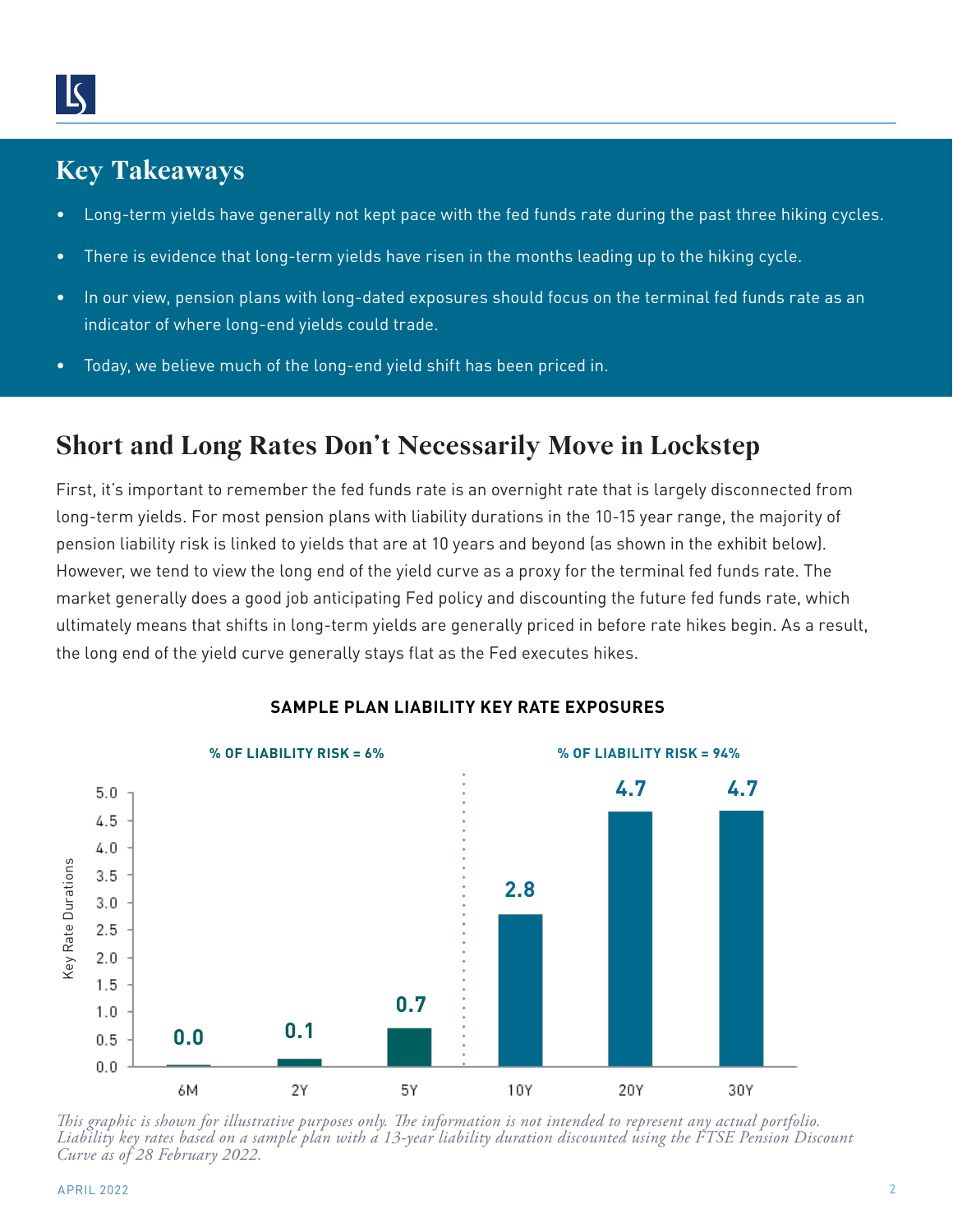## Key Takeaways

- Long-term yields have generally not kept pace with the fed funds rate during the past three hiking cycles.
- There is evidence that long-term yields have risen in the months leading up to the hiking cycle.
- In our view, pension plans with long-dated exposures should focus on the terminal fed funds rate as an indicator of where long-end yields could trade.
- Today, we believe much of the long-end yield shift has been priced in.

## Short and Long Rates Don't Necessarily Move in Lockstep

First, it's important to remember the fed funds rate is an overnight rate that is largely disconnected from long-term yields. For most pension plans with liability durations in the 10-15 year range, the majority of pension liability risk is linked to yields that are at 10 years and beyond (as shown in the exhibit below). However, we tend to view the long end of the yield curve as a proxy for the terminal fed funds rate. The market generally does a good job anticipating Fed policy and discounting the future fed funds rate, which ultimately means that shifts in long-term yields are generally priced in before rate hikes begin. As a result, the long end of the yield curve generally stays flat as the Fed executes hikes.

**SAMPLE PLAN LIABILITY KEY RATE EXPOSURES**

| Key Rate | 6M | 2Y | 5Y | 10Y | 20Y | 30Y |
|---|---|---|---|---|---|---|
| Key Rate Durations | 0.0 | 0.1 | 0.7 | 2.8 | 4.7 | 4.7 |
| % of Liability Risk | 6% | | | 94% | | |

*This graphic is shown for illustrative purposes only. The information is not intended to represent any actual portfolio. Liability key rates based on a sample plan with a 13-year liability duration discounted using the FTSE Pension Discount Curve as of 28 February 2022.*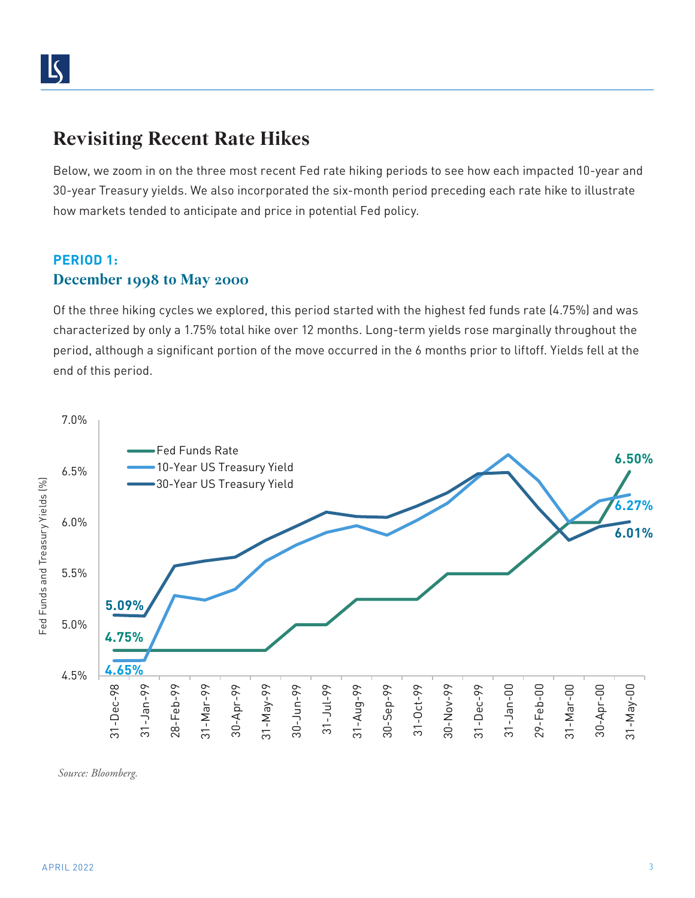# Revisiting Recent Rate Hikes

Below, we zoom in on the three most recent Fed rate hiking periods to see how each impacted 10-year and 30-year Treasury yields. We also incorporated the six-month period preceding each rate hike to illustrate how markets tended to anticipate and price in potential Fed policy.

## PERIOD 1:
## December 1998 to May 2000

Of the three hiking cycles we explored, this period started with the highest fed funds rate (4.75%) and was characterized by only a 1.75% total hike over 12 months. Long-term yields rose marginally throughout the period, although a significant portion of the move occurred in the 6 months prior to liftoff. Yields fell at the end of this period.

*Source: Bloomberg.*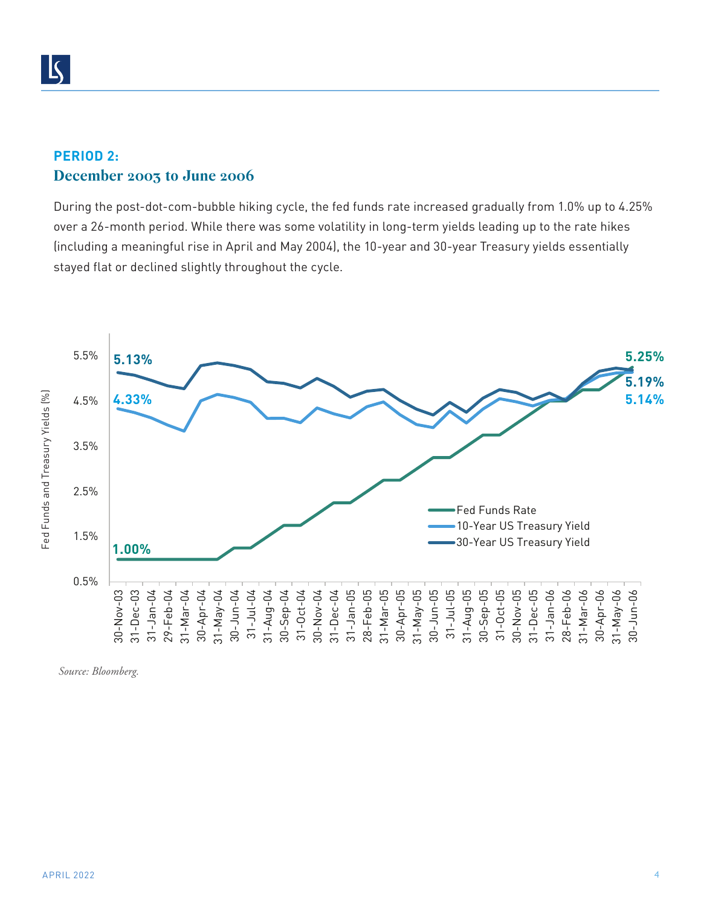## PERIOD 2:

## December 2003 to June 2006

During the post-dot-com-bubble hiking cycle, the fed funds rate increased gradually from 1.0% up to 4.25% over a 26-month period. While there was some volatility in long-term yields leading up to the rate hikes (including a meaningful rise in April and May 2004), the 10-year and 30-year Treasury yields essentially stayed flat or declined slightly throughout the cycle.

*Source: Bloomberg.*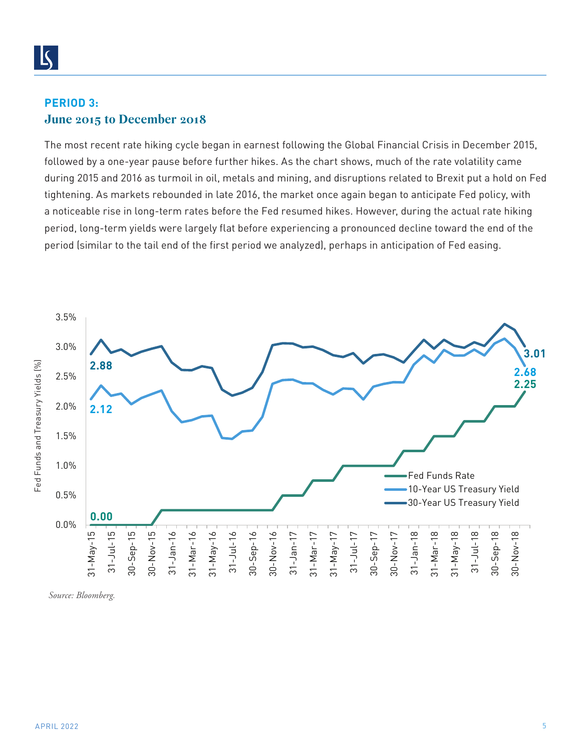## PERIOD 3:
## June 2015 to December 2018

The most recent rate hiking cycle began in earnest following the Global Financial Crisis in December 2015, followed by a one-year pause before further hikes. As the chart shows, much of the rate volatility came during 2015 and 2016 as turmoil in oil, metals and mining, and disruptions related to Brexit put a hold on Fed tightening. As markets rebounded in late 2016, the market once again began to anticipate Fed policy, with a noticeable rise in long-term rates before the Fed resumed hikes. However, during the actual rate hiking period, long-term yields were largely flat before experiencing a pronounced decline toward the end of the period (similar to the tail end of the first period we analyzed), perhaps in anticipation of Fed easing.

*Source: Bloomberg.*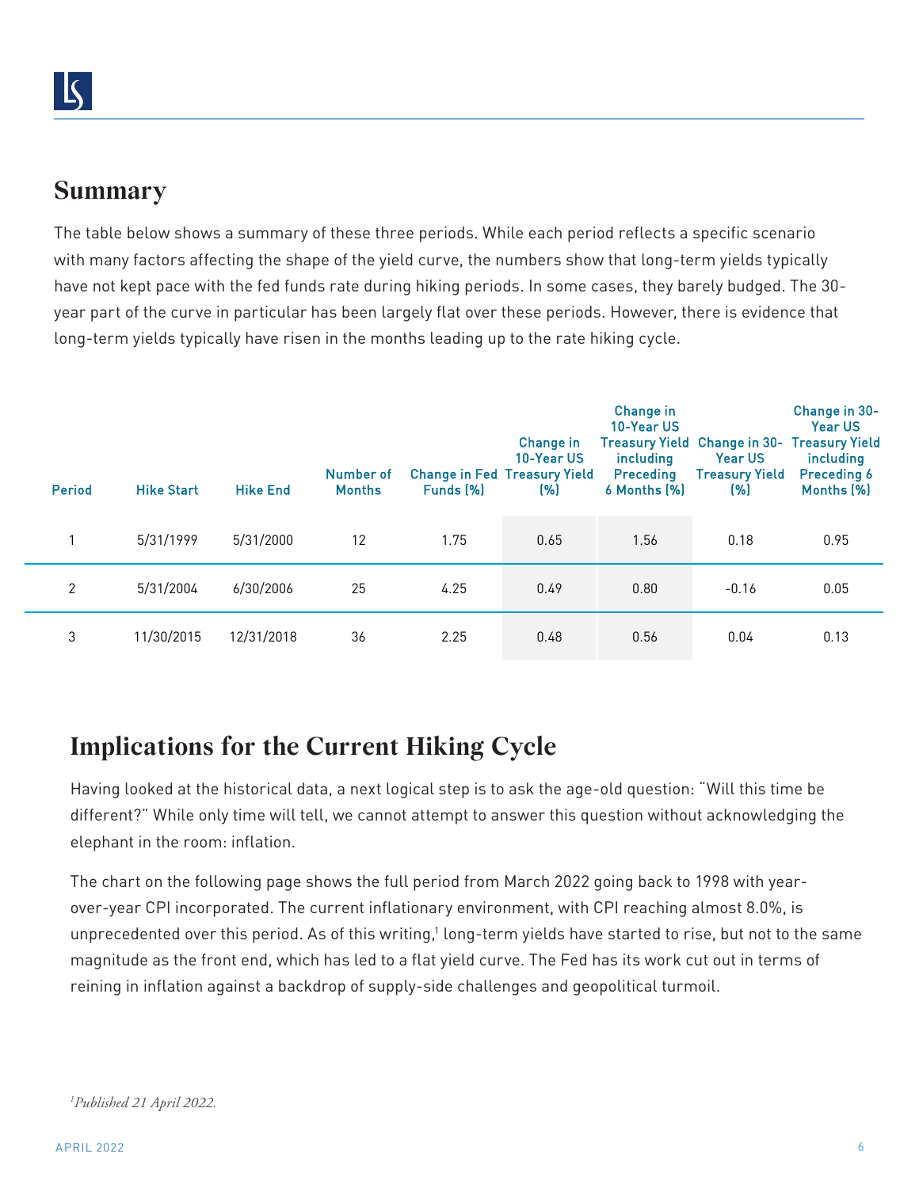## Summary

The table below shows a summary of these three periods. While each period reflects a specific scenario with many factors affecting the shape of the yield curve, the numbers show that long-term yields typically have not kept pace with the fed funds rate during hiking periods. In some cases, they barely budged. The 30-year part of the curve in particular has been largely flat over these periods. However, there is evidence that long-term yields typically have risen in the months leading up to the rate hiking cycle.

| Period | Hike Start | Hike End | Number of Months | Change in Fed Funds (%) | Change in 10-Year US Treasury Yield (%) | Change in 10-Year US Treasury Yield including Preceding 6 Months (%) | Change in 30-Year US Treasury Yield (%) | Change in 30-Year US Treasury Yield including Preceding 6 Months (%) |
|---|---|---|---|---|---|---|---|---|
| 1 | 5/31/1999 | 5/31/2000 | 12 | 1.75 | 0.65 | 1.56 | 0.18 | 0.95 |
| 2 | 5/31/2004 | 6/30/2006 | 25 | 4.25 | 0.49 | 0.80 | -0.16 | 0.05 |
| 3 | 11/30/2015 | 12/31/2018 | 36 | 2.25 | 0.48 | 0.56 | 0.04 | 0.13 |

## Implications for the Current Hiking Cycle

Having looked at the historical data, a next logical step is to ask the age-old question: "Will this time be different?" While only time will tell, we cannot attempt to answer this question without acknowledging the elephant in the room: inflation.

The chart on the following page shows the full period from March 2022 going back to 1998 with year-over-year CPI incorporated. The current inflationary environment, with CPI reaching almost 8.0%, is unprecedented over this period. As of this writing,[1] long-term yields have started to rise, but not to the same magnitude as the front end, which has led to a flat yield curve. The Fed has its work cut out in terms of reining in inflation against a backdrop of supply-side challenges and geopolitical turmoil.

[1] *Published 21 April 2022.*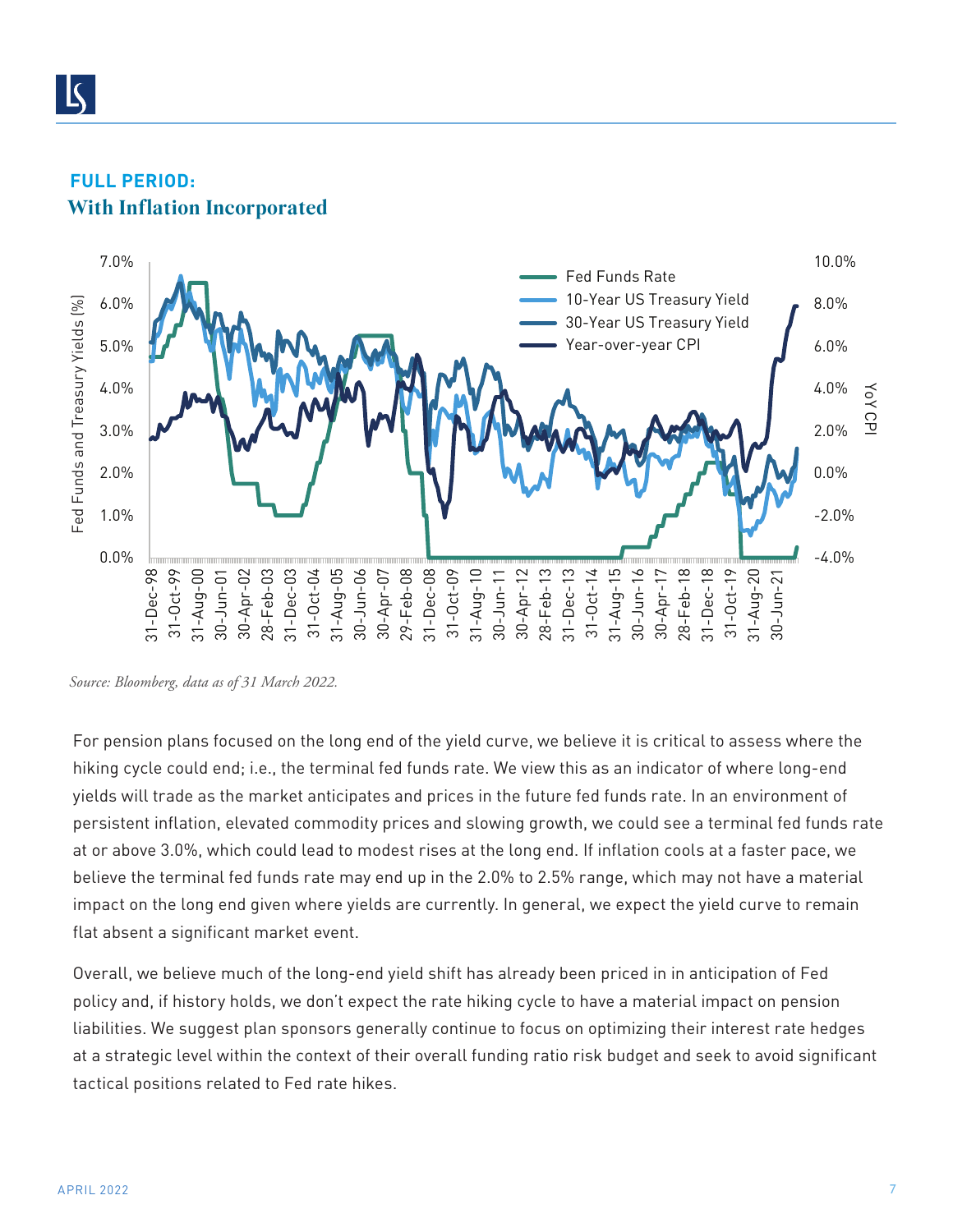## FULL PERIOD:
### With Inflation Incorporated

*Source: Bloomberg, data as of 31 March 2022.*

For pension plans focused on the long end of the yield curve, we believe it is critical to assess where the hiking cycle could end; i.e., the terminal fed funds rate. We view this as an indicator of where long-end yields will trade as the market anticipates and prices in the future fed funds rate. In an environment of persistent inflation, elevated commodity prices and slowing growth, we could see a terminal fed funds rate at or above 3.0%, which could lead to modest rises at the long end. If inflation cools at a faster pace, we believe the terminal fed funds rate may end up in the 2.0% to 2.5% range, which may not have a material impact on the long end given where yields are currently. In general, we expect the yield curve to remain flat absent a significant market event.

Overall, we believe much of the long-end yield shift has already been priced in in anticipation of Fed policy and, if history holds, we don't expect the rate hiking cycle to have a material impact on pension liabilities. We suggest plan sponsors generally continue to focus on optimizing their interest rate hedges at a strategic level within the context of their overall funding ratio risk budget and seek to avoid significant tactical positions related to Fed rate hikes.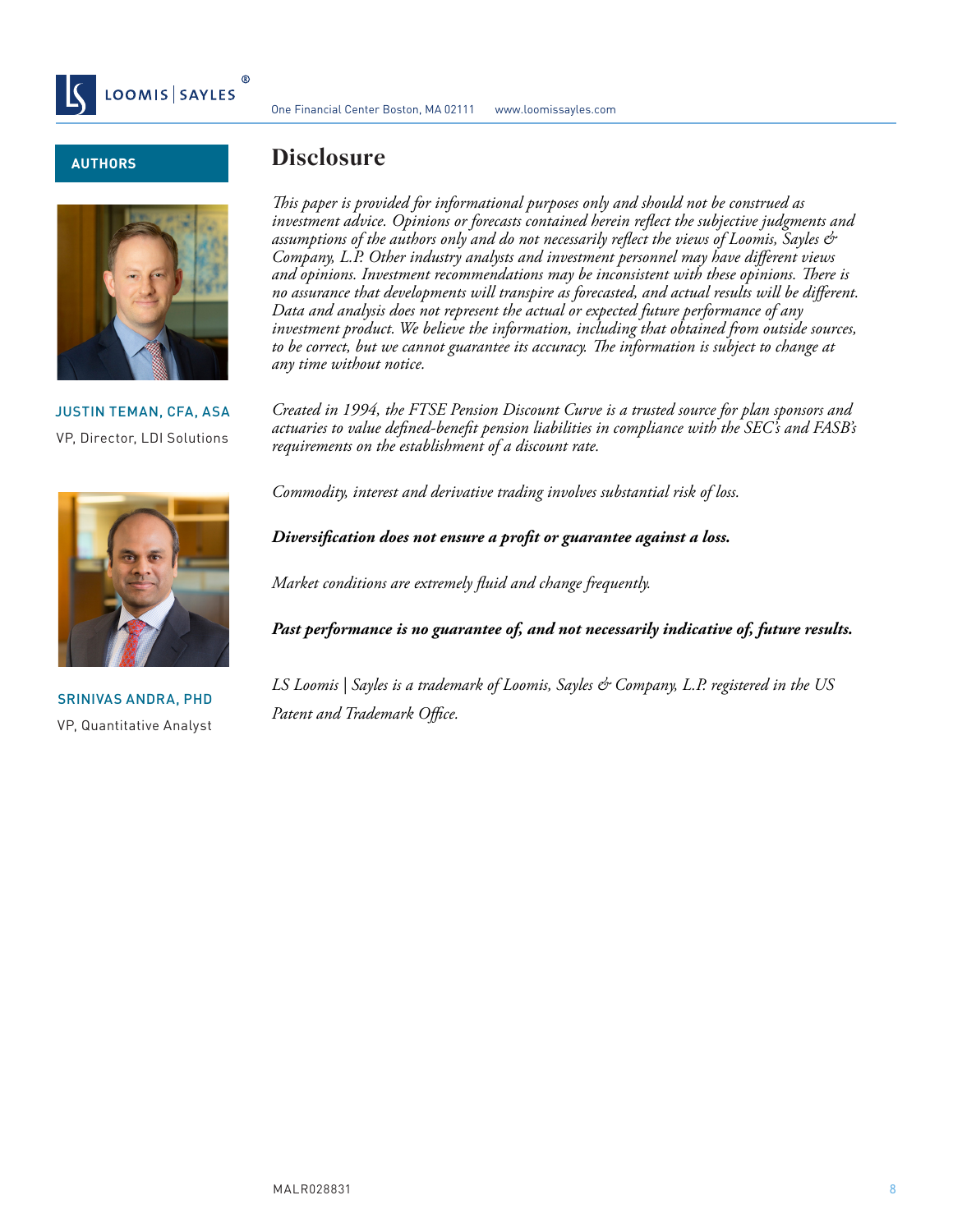## AUTHORS

**JUSTIN TEMAN, CFA, ASA**
VP, Director, LDI Solutions

**SRINIVAS ANDRA, PHD**
VP, Quantitative Analyst

# Disclosure

*This paper is provided for informational purposes only and should not be construed as investment advice. Opinions or forecasts contained herein reflect the subjective judgments and assumptions of the authors only and do not necessarily reflect the views of Loomis, Sayles & Company, L.P. Other industry analysts and investment personnel may have different views and opinions. Investment recommendations may be inconsistent with these opinions. There is no assurance that developments will transpire as forecasted, and actual results will be different. Data and analysis does not represent the actual or expected future performance of any investment product. We believe the information, including that obtained from outside sources, to be correct, but we cannot guarantee its accuracy. The information is subject to change at any time without notice.*

*Created in 1994, the FTSE Pension Discount Curve is a trusted source for plan sponsors and actuaries to value defined-benefit pension liabilities in compliance with the SEC's and FASB's requirements on the establishment of a discount rate.*

*Commodity, interest and derivative trading involves substantial risk of loss.*

***Diversification does not ensure a profit or guarantee against a loss.***

*Market conditions are extremely fluid and change frequently.*

***Past performance is no guarantee of, and not necessarily indicative of, future results.***

*LS Loomis | Sayles is a trademark of Loomis, Sayles & Company, L.P. registered in the US Patent and Trademark Office.*

MALR028831